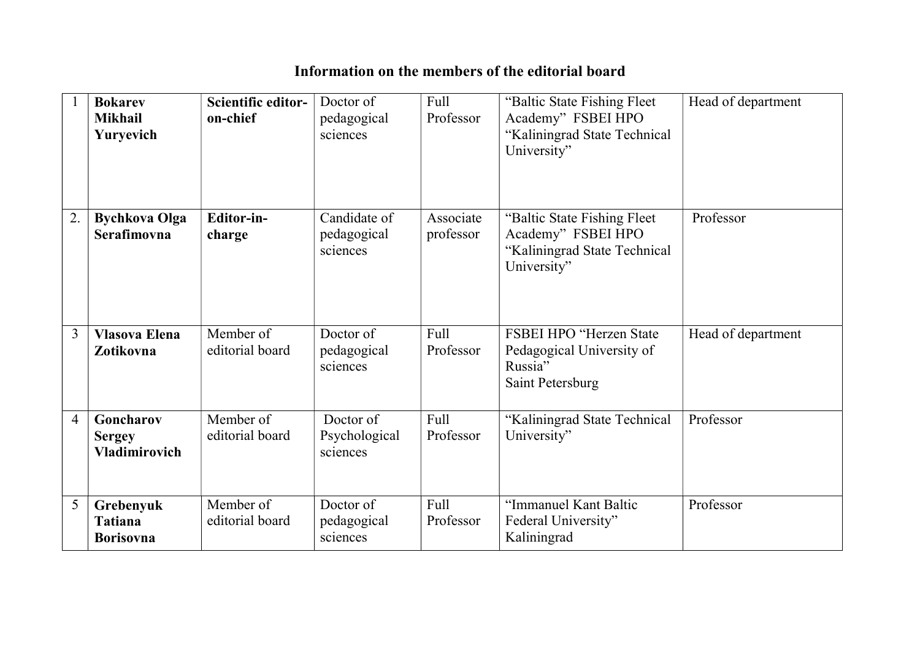## Information on the members of the editorial board

| | | | | | | |
|---|---|---|---|---|---|---|
| 1 | **Bokarev Mikhail Yuryevich** | **Scientific editor-on-chief** | Doctor of pedagogical sciences | Full Professor | "Baltic State Fishing Fleet Academy" FSBEI HPO "Kaliningrad State Technical University" | Head of department |
| 2. | **Bychkova Olga Serafimovna** | **Editor-in-charge** | Candidate of pedagogical sciences | Associate professor | "Baltic State Fishing Fleet Academy" FSBEI HPO "Kaliningrad State Technical University" | Professor |
| 3 | **Vlasova Elena Zotikovna** | Member of editorial board | Doctor of pedagogical sciences | Full Professor | FSBEI HPO "Herzen State Pedagogical University of Russia" Saint Petersburg | Head of department |
| 4 | **Goncharov Sergey Vladimirovich** | Member of editorial board | Doctor of Psychological sciences | Full Professor | "Kaliningrad State Technical University" | Professor |
| 5 | **Grebenyuk Tatiana Borisovna** | Member of editorial board | Doctor of pedagogical sciences | Full Professor | "Immanuel Kant Baltic Federal University" Kaliningrad | Professor |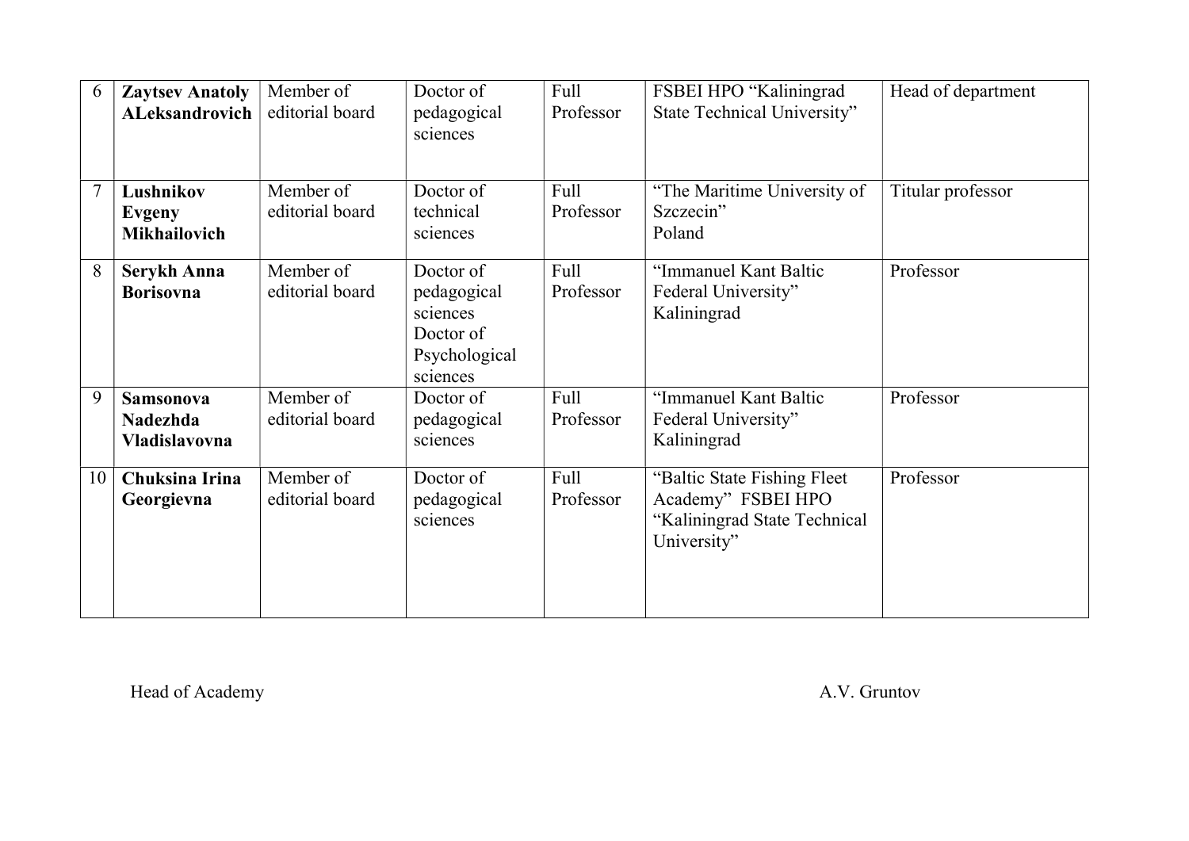| | | | | | | |
|---|---|---|---|---|---|---|
| 6 | **Zaytsev Anatoly ALeksandrovich** | Member of editorial board | Doctor of pedagogical sciences | Full Professor | FSBEI HPO "Kaliningrad State Technical University" | Head of department |
| 7 | **Lushnikov Evgeny Mikhailovich** | Member of editorial board | Doctor of technical sciences | Full Professor | "The Maritime University of Szczecin" Poland | Titular professor |
| 8 | **Serykh Anna Borisovna** | Member of editorial board | Doctor of pedagogical sciences Doctor of Psychological sciences | Full Professor | "Immanuel Kant Baltic Federal University" Kaliningrad | Professor |
| 9 | **Samsonova Nadezhda Vladislavovna** | Member of editorial board | Doctor of pedagogical sciences | Full Professor | "Immanuel Kant Baltic Federal University" Kaliningrad | Professor |
| 10 | **Chuksina Irina Georgievna** | Member of editorial board | Doctor of pedagogical sciences | Full Professor | "Baltic State Fishing Fleet Academy" FSBEI HPO "Kaliningrad State Technical University" | Professor |

Head of Academy A.V. Gruntov